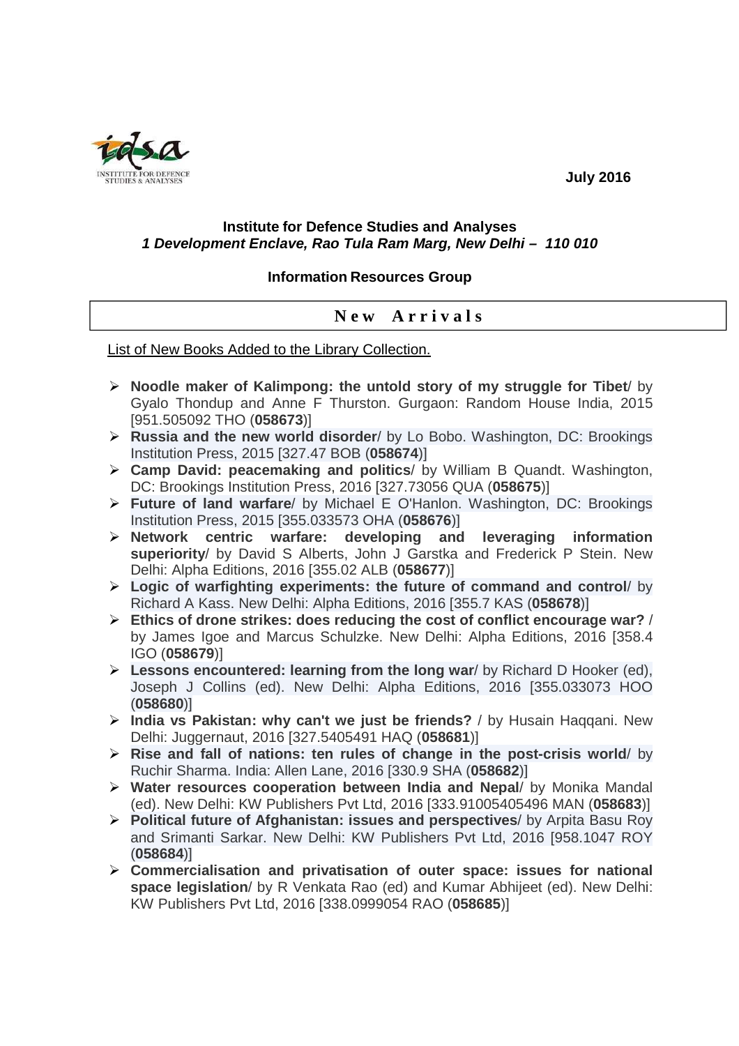July 2016

**Institute for Defence Studies and Analyses**
***1 Development Enclave, Rao Tula Ram Marg, New Delhi – 110 010***

**Information Resources Group**

## New Arrivals

List of New Books Added to the Library Collection.

- **Noodle maker of Kalimpong: the untold story of my struggle for Tibet**/ by Gyalo Thondup and Anne F Thurston. Gurgaon: Random House India, 2015 [951.505092 THO (**058673**)]
- **Russia and the new world disorder**/ by Lo Bobo. Washington, DC: Brookings Institution Press, 2015 [327.47 BOB (**058674**)]
- **Camp David: peacemaking and politics**/ by William B Quandt. Washington, DC: Brookings Institution Press, 2016 [327.73056 QUA (**058675**)]
- **Future of land warfare**/ by Michael E O'Hanlon. Washington, DC: Brookings Institution Press, 2015 [355.033573 OHA (**058676**)]
- **Network centric warfare: developing and leveraging information superiority**/ by David S Alberts, John J Garstka and Frederick P Stein. New Delhi: Alpha Editions, 2016 [355.02 ALB (**058677**)]
- **Logic of warfighting experiments: the future of command and control**/ by Richard A Kass. New Delhi: Alpha Editions, 2016 [355.7 KAS (**058678**)]
- **Ethics of drone strikes: does reducing the cost of conflict encourage war?** / by James Igoe and Marcus Schulzke. New Delhi: Alpha Editions, 2016 [358.4 IGO (**058679**)]
- **Lessons encountered: learning from the long war**/ by Richard D Hooker (ed), Joseph J Collins (ed). New Delhi: Alpha Editions, 2016 [355.033073 HOO (**058680**)]
- **India vs Pakistan: why can't we just be friends?** / by Husain Haqqani. New Delhi: Juggernaut, 2016 [327.5405491 HAQ (**058681**)]
- **Rise and fall of nations: ten rules of change in the post-crisis world**/ by Ruchir Sharma. India: Allen Lane, 2016 [330.9 SHA (**058682**)]
- **Water resources cooperation between India and Nepal**/ by Monika Mandal (ed). New Delhi: KW Publishers Pvt Ltd, 2016 [333.91005405496 MAN (**058683**)]
- **Political future of Afghanistan: issues and perspectives**/ by Arpita Basu Roy and Srimanti Sarkar. New Delhi: KW Publishers Pvt Ltd, 2016 [958.1047 ROY (**058684**)]
- **Commercialisation and privatisation of outer space: issues for national space legislation**/ by R Venkata Rao (ed) and Kumar Abhijeet (ed). New Delhi: KW Publishers Pvt Ltd, 2016 [338.0999054 RAO (**058685**)]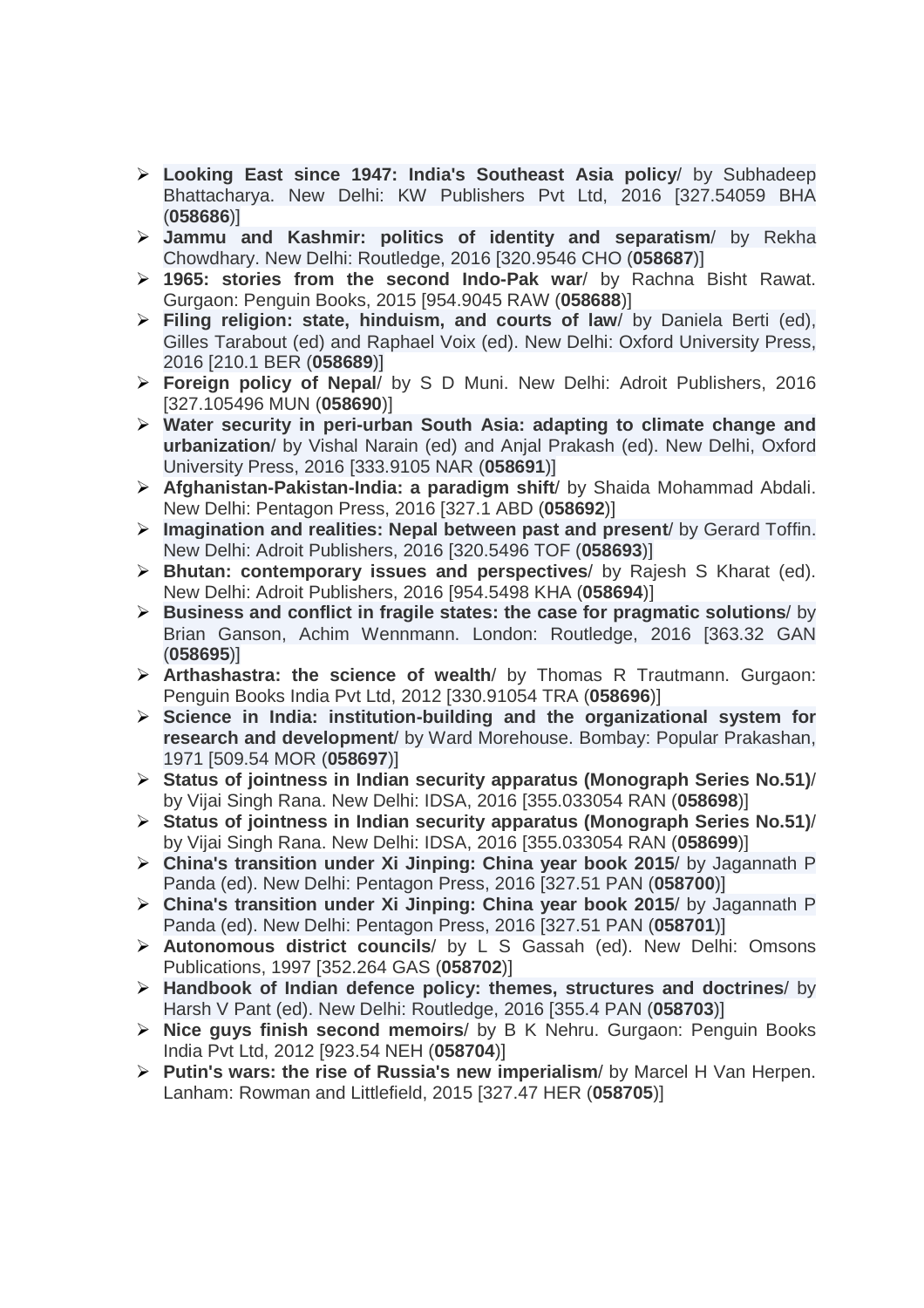- **Looking East since 1947: India's Southeast Asia policy**/ by Subhadeep Bhattacharya. New Delhi: KW Publishers Pvt Ltd, 2016 [327.54059 BHA (**058686**)]
- **Jammu and Kashmir: politics of identity and separatism**/ by Rekha Chowdhary. New Delhi: Routledge, 2016 [320.9546 CHO (**058687**)]
- **1965: stories from the second Indo-Pak war**/ by Rachna Bisht Rawat. Gurgaon: Penguin Books, 2015 [954.9045 RAW (**058688**)]
- **Filing religion: state, hinduism, and courts of law**/ by Daniela Berti (ed), Gilles Tarabout (ed) and Raphael Voix (ed). New Delhi: Oxford University Press, 2016 [210.1 BER (**058689**)]
- **Foreign policy of Nepal**/ by S D Muni. New Delhi: Adroit Publishers, 2016 [327.105496 MUN (**058690**)]
- **Water security in peri-urban South Asia: adapting to climate change and urbanization**/ by Vishal Narain (ed) and Anjal Prakash (ed). New Delhi, Oxford University Press, 2016 [333.9105 NAR (**058691**)]
- **Afghanistan-Pakistan-India: a paradigm shift**/ by Shaida Mohammad Abdali. New Delhi: Pentagon Press, 2016 [327.1 ABD (**058692**)]
- **Imagination and realities: Nepal between past and present**/ by Gerard Toffin. New Delhi: Adroit Publishers, 2016 [320.5496 TOF (**058693**)]
- **Bhutan: contemporary issues and perspectives**/ by Rajesh S Kharat (ed). New Delhi: Adroit Publishers, 2016 [954.5498 KHA (**058694**)]
- **Business and conflict in fragile states: the case for pragmatic solutions**/ by Brian Ganson, Achim Wennmann. London: Routledge, 2016 [363.32 GAN (**058695**)]
- **Arthashastra: the science of wealth**/ by Thomas R Trautmann. Gurgaon: Penguin Books India Pvt Ltd, 2012 [330.91054 TRA (**058696**)]
- **Science in India: institution-building and the organizational system for research and development**/ by Ward Morehouse. Bombay: Popular Prakashan, 1971 [509.54 MOR (**058697**)]
- **Status of jointness in Indian security apparatus (Monograph Series No.51)**/ by Vijai Singh Rana. New Delhi: IDSA, 2016 [355.033054 RAN (**058698**)]
- **Status of jointness in Indian security apparatus (Monograph Series No.51)**/ by Vijai Singh Rana. New Delhi: IDSA, 2016 [355.033054 RAN (**058699**)]
- **China's transition under Xi Jinping: China year book 2015**/ by Jagannath P Panda (ed). New Delhi: Pentagon Press, 2016 [327.51 PAN (**058700**)]
- **China's transition under Xi Jinping: China year book 2015**/ by Jagannath P Panda (ed). New Delhi: Pentagon Press, 2016 [327.51 PAN (**058701**)]
- **Autonomous district councils**/ by L S Gassah (ed). New Delhi: Omsons Publications, 1997 [352.264 GAS (**058702**)]
- **Handbook of Indian defence policy: themes, structures and doctrines**/ by Harsh V Pant (ed). New Delhi: Routledge, 2016 [355.4 PAN (**058703**)]
- **Nice guys finish second memoirs**/ by B K Nehru. Gurgaon: Penguin Books India Pvt Ltd, 2012 [923.54 NEH (**058704**)]
- **Putin's wars: the rise of Russia's new imperialism**/ by Marcel H Van Herpen. Lanham: Rowman and Littlefield, 2015 [327.47 HER (**058705**)]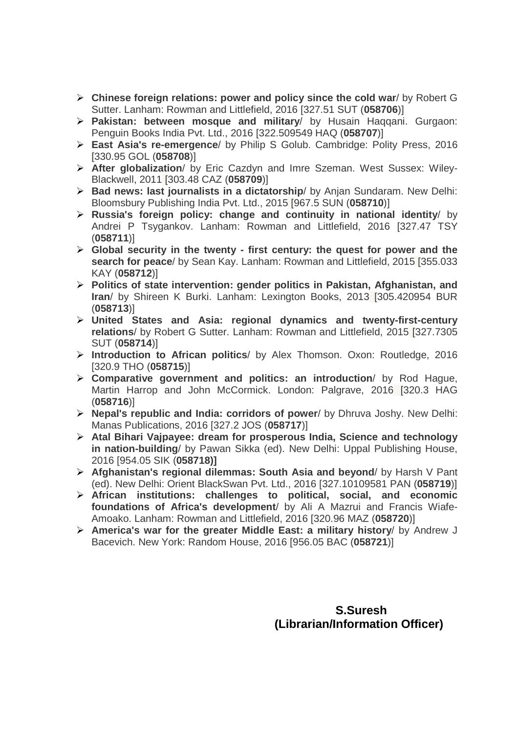- **Chinese foreign relations: power and policy since the cold war**/ by Robert G Sutter. Lanham: Rowman and Littlefield, 2016 [327.51 SUT (**058706**)]
- **Pakistan: between mosque and military**/ by Husain Haqqani. Gurgaon: Penguin Books India Pvt. Ltd., 2016 [322.509549 HAQ (**058707**)]
- **East Asia's re-emergence**/ by Philip S Golub. Cambridge: Polity Press, 2016 [330.95 GOL (**058708**)]
- **After globalization**/ by Eric Cazdyn and Imre Szeman. West Sussex: Wiley-Blackwell, 2011 [303.48 CAZ (**058709**)]
- **Bad news: last journalists in a dictatorship**/ by Anjan Sundaram. New Delhi: Bloomsbury Publishing India Pvt. Ltd., 2015 [967.5 SUN (**058710**)]
- **Russia's foreign policy: change and continuity in national identity**/ by Andrei P Tsygankov. Lanham: Rowman and Littlefield, 2016 [327.47 TSY (**058711**)]
- **Global security in the twenty - first century: the quest for power and the search for peace**/ by Sean Kay. Lanham: Rowman and Littlefield, 2015 [355.033 KAY (**058712**)]
- **Politics of state intervention: gender politics in Pakistan, Afghanistan, and Iran**/ by Shireen K Burki. Lanham: Lexington Books, 2013 [305.420954 BUR (**058713**)]
- **United States and Asia: regional dynamics and twenty-first-century relations**/ by Robert G Sutter. Lanham: Rowman and Littlefield, 2015 [327.7305 SUT (**058714**)]
- **Introduction to African politics**/ by Alex Thomson. Oxon: Routledge, 2016 [320.9 THO (**058715**)]
- **Comparative government and politics: an introduction**/ by Rod Hague, Martin Harrop and John McCormick. London: Palgrave, 2016 [320.3 HAG (**058716**)]
- **Nepal's republic and India: corridors of power**/ by Dhruva Joshy. New Delhi: Manas Publications, 2016 [327.2 JOS (**058717**)]
- **Atal Bihari Vajpayee: dream for prosperous India, Science and technology in nation-building**/ by Pawan Sikka (ed). New Delhi: Uppal Publishing House, 2016 [954.05 SIK (**058718)]**
- **Afghanistan's regional dilemmas: South Asia and beyond**/ by Harsh V Pant (ed). New Delhi: Orient BlackSwan Pvt. Ltd., 2016 [327.10109581 PAN (**058719**)]
- **African institutions: challenges to political, social, and economic foundations of Africa's development**/ by Ali A Mazrui and Francis Wiafe-Amoako. Lanham: Rowman and Littlefield, 2016 [320.96 MAZ (**058720**)]
- **America's war for the greater Middle East: a military history**/ by Andrew J Bacevich. New York: Random House, 2016 [956.05 BAC (**058721**)]

**S.Suresh**
**(Librarian/Information Officer)**